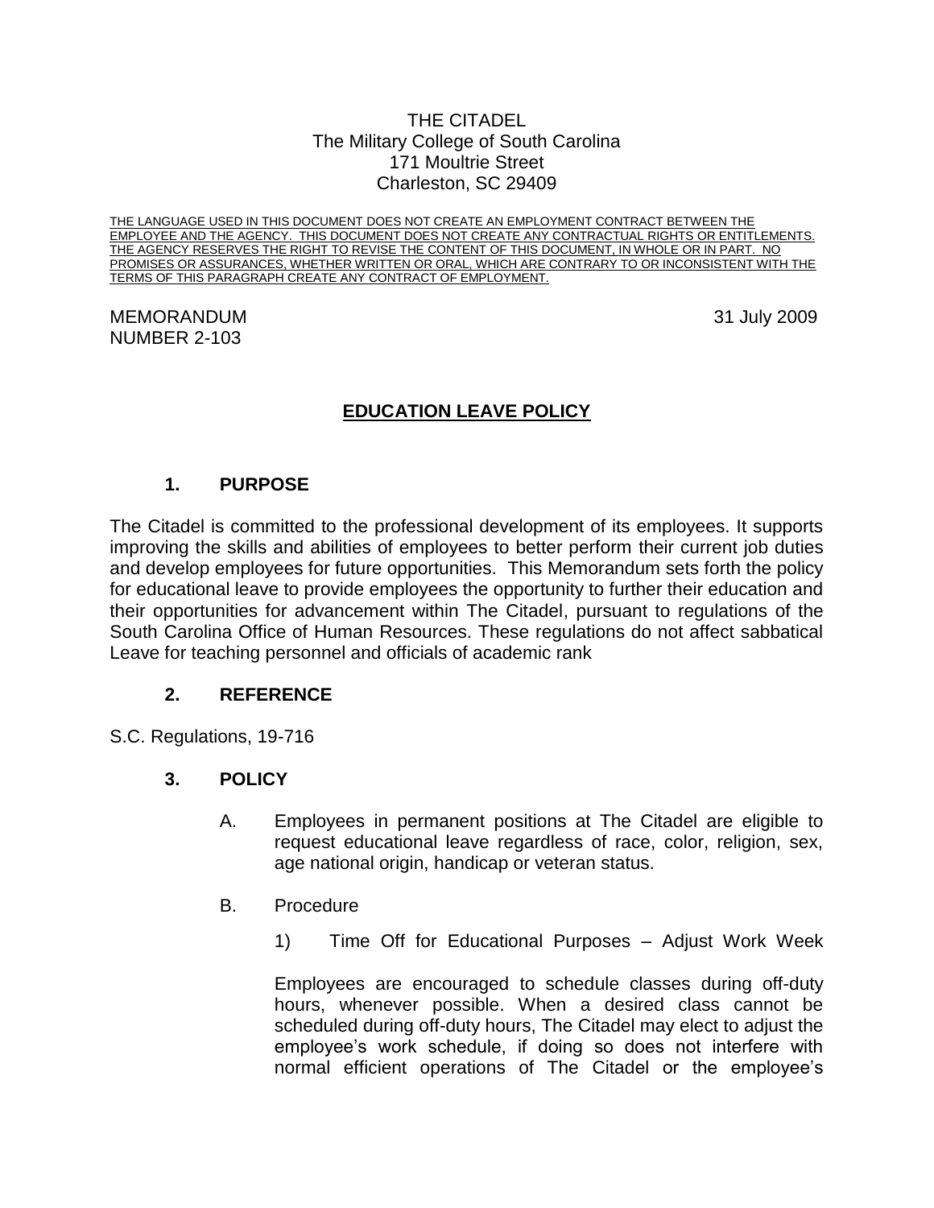THE CITADEL
The Military College of South Carolina
171 Moultrie Street
Charleston, SC 29409

THE LANGUAGE USED IN THIS DOCUMENT DOES NOT CREATE AN EMPLOYMENT CONTRACT BETWEEN THE EMPLOYEE AND THE AGENCY. THIS DOCUMENT DOES NOT CREATE ANY CONTRACTUAL RIGHTS OR ENTITLEMENTS. THE AGENCY RESERVES THE RIGHT TO REVISE THE CONTENT OF THIS DOCUMENT, IN WHOLE OR IN PART. NO PROMISES OR ASSURANCES, WHETHER WRITTEN OR ORAL, WHICH ARE CONTRARY TO OR INCONSISTENT WITH THE TERMS OF THIS PARAGRAPH CREATE ANY CONTRACT OF EMPLOYMENT.

MEMORANDUM
NUMBER 2-103

31 July 2009

# EDUCATION LEAVE POLICY

## 1. PURPOSE

The Citadel is committed to the professional development of its employees. It supports improving the skills and abilities of employees to better perform their current job duties and develop employees for future opportunities. This Memorandum sets forth the policy for educational leave to provide employees the opportunity to further their education and their opportunities for advancement within The Citadel, pursuant to regulations of the South Carolina Office of Human Resources. These regulations do not affect sabbatical Leave for teaching personnel and officials of academic rank

## 2. REFERENCE

S.C. Regulations, 19-716

## 3. POLICY

A. Employees in permanent positions at The Citadel are eligible to request educational leave regardless of race, color, religion, sex, age national origin, handicap or veteran status.

B. Procedure

1) Time Off for Educational Purposes – Adjust Work Week

Employees are encouraged to schedule classes during off-duty hours, whenever possible. When a desired class cannot be scheduled during off-duty hours, The Citadel may elect to adjust the employee's work schedule, if doing so does not interfere with normal efficient operations of The Citadel or the employee's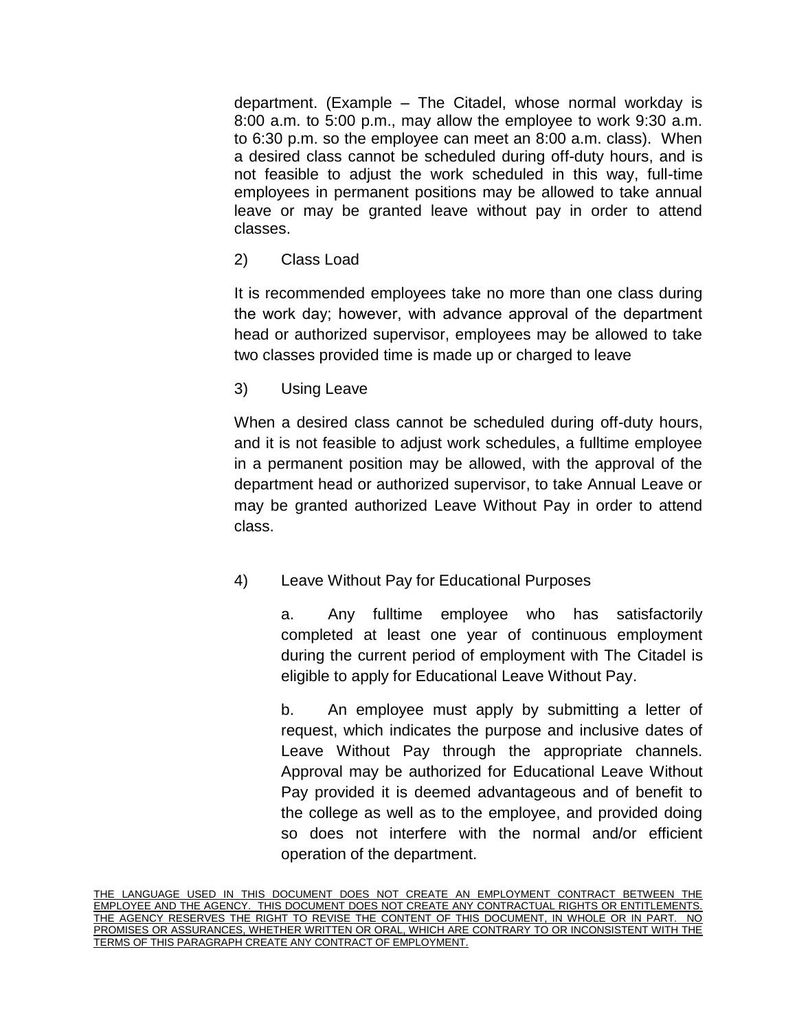department. (Example – The Citadel, whose normal workday is 8:00 a.m. to 5:00 p.m., may allow the employee to work 9:30 a.m. to 6:30 p.m. so the employee can meet an 8:00 a.m. class). When a desired class cannot be scheduled during off-duty hours, and is not feasible to adjust the work scheduled in this way, full-time employees in permanent positions may be allowed to take annual leave or may be granted leave without pay in order to attend classes.

2) Class Load

It is recommended employees take no more than one class during the work day; however, with advance approval of the department head or authorized supervisor, employees may be allowed to take two classes provided time is made up or charged to leave

3) Using Leave

When a desired class cannot be scheduled during off-duty hours, and it is not feasible to adjust work schedules, a fulltime employee in a permanent position may be allowed, with the approval of the department head or authorized supervisor, to take Annual Leave or may be granted authorized Leave Without Pay in order to attend class.

4) Leave Without Pay for Educational Purposes

a. Any fulltime employee who has satisfactorily completed at least one year of continuous employment during the current period of employment with The Citadel is eligible to apply for Educational Leave Without Pay.

b. An employee must apply by submitting a letter of request, which indicates the purpose and inclusive dates of Leave Without Pay through the appropriate channels. Approval may be authorized for Educational Leave Without Pay provided it is deemed advantageous and of benefit to the college as well as to the employee, and provided doing so does not interfere with the normal and/or efficient operation of the department.

THE LANGUAGE USED IN THIS DOCUMENT DOES NOT CREATE AN EMPLOYMENT CONTRACT BETWEEN THE EMPLOYEE AND THE AGENCY. THIS DOCUMENT DOES NOT CREATE ANY CONTRACTUAL RIGHTS OR ENTITLEMENTS. THE AGENCY RESERVES THE RIGHT TO REVISE THE CONTENT OF THIS DOCUMENT, IN WHOLE OR IN PART. NO PROMISES OR ASSURANCES, WHETHER WRITTEN OR ORAL, WHICH ARE CONTRARY TO OR INCONSISTENT WITH THE TERMS OF THIS PARAGRAPH CREATE ANY CONTRACT OF EMPLOYMENT.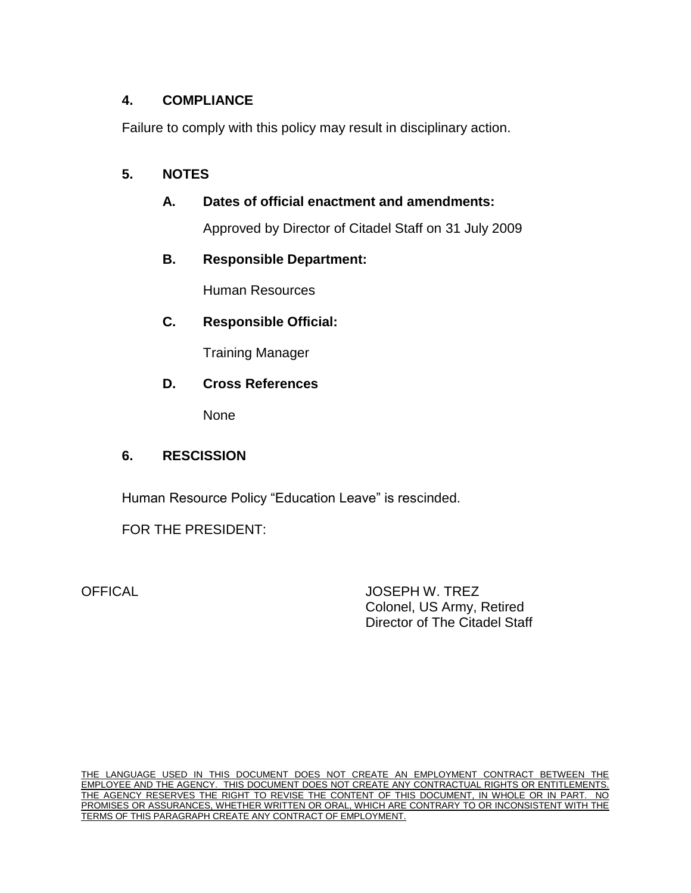## 4. COMPLIANCE

Failure to comply with this policy may result in disciplinary action.

## 5. NOTES

### A. Dates of official enactment and amendments:

Approved by Director of Citadel Staff on 31 July 2009

### B. Responsible Department:

Human Resources

### C. Responsible Official:

Training Manager

### D. Cross References

None

## 6. RESCISSION

Human Resource Policy "Education Leave" is rescinded.

FOR THE PRESIDENT:

OFFICAL

JOSEPH W. TREZ
Colonel, US Army, Retired
Director of The Citadel Staff

THE LANGUAGE USED IN THIS DOCUMENT DOES NOT CREATE AN EMPLOYMENT CONTRACT BETWEEN THE EMPLOYEE AND THE AGENCY. THIS DOCUMENT DOES NOT CREATE ANY CONTRACTUAL RIGHTS OR ENTITLEMENTS. THE AGENCY RESERVES THE RIGHT TO REVISE THE CONTENT OF THIS DOCUMENT, IN WHOLE OR IN PART. NO PROMISES OR ASSURANCES, WHETHER WRITTEN OR ORAL, WHICH ARE CONTRARY TO OR INCONSISTENT WITH THE TERMS OF THIS PARAGRAPH CREATE ANY CONTRACT OF EMPLOYMENT.